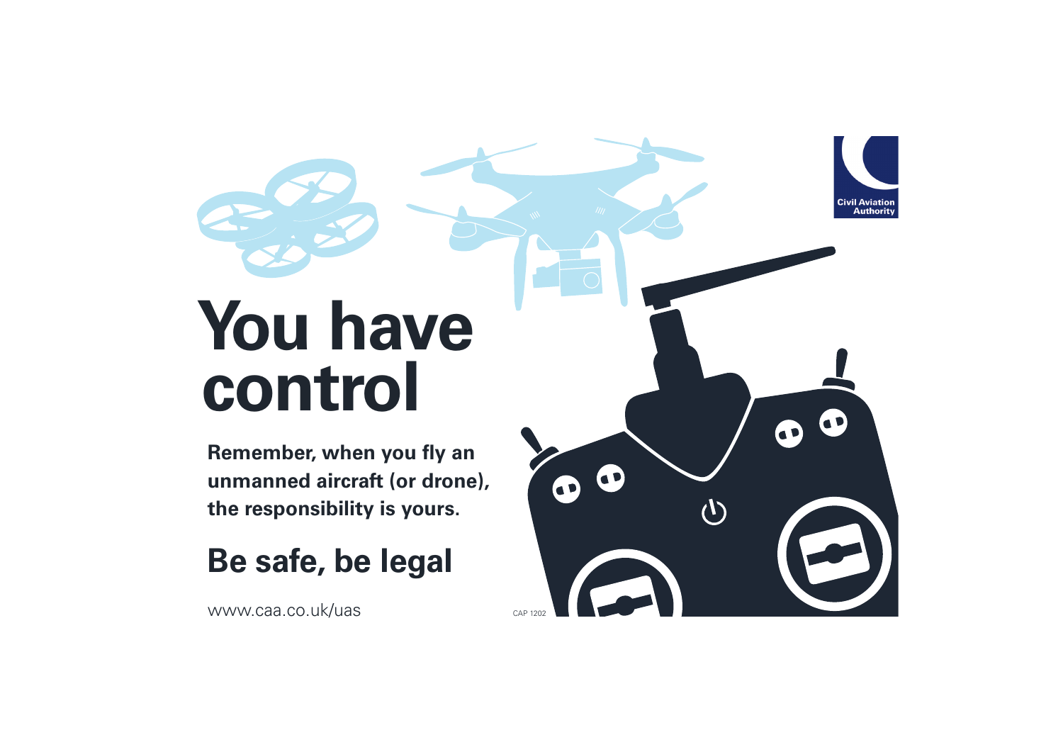Civil Aviation Authority

# You have control

**Remember, when you fly an unmanned aircraft (or drone), the responsibility is yours.**

## Be safe, be legal

www.caa.co.uk/uas

CAP 1202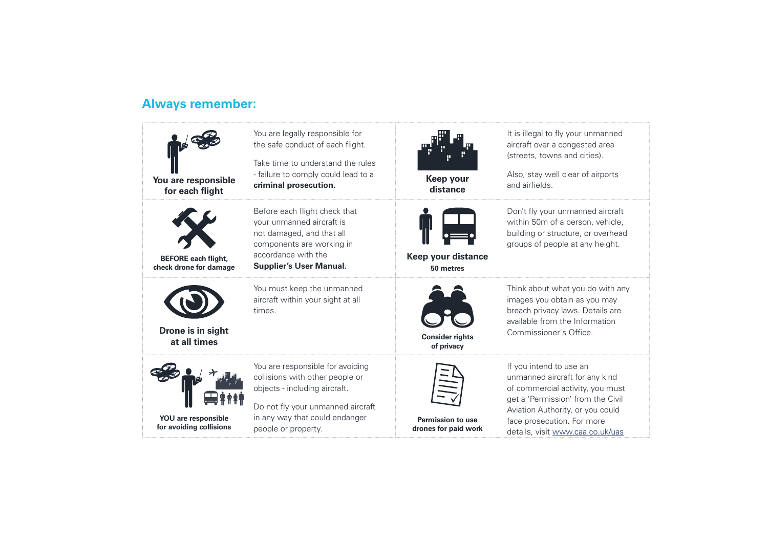## Always remember:

| | | | |
|---|---|---|---|
| **You are responsible for each flight** | You are legally responsible for the safe conduct of each flight.<br><br>Take time to understand the rules - failure to comply could lead to a **criminal prosecution.** | **Keep your distance** | It is illegal to fly your unmanned aircraft over a congested area (streets, towns and cities).<br><br>Also, stay well clear of airports and airfields. |
| **BEFORE each flight, check drone for damage** | Before each flight check that your unmanned aircraft is not damaged, and that all components are working in accordance with the **Supplier's User Manual.** | **Keep your distance**<br>**50 metres** | Don't fly your unmanned aircraft within 50m of a person, vehicle, building or structure, or overhead groups of people at any height. |
| **Drone is in sight at all times** | You must keep the unmanned aircraft within your sight at all times. | **Consider rights of privacy** | Think about what you do with any images you obtain as you may breach privacy laws. Details are available from the Information Commissioner's Office. |
| **YOU are responsible for avoiding collisions** | You are responsible for avoiding collisions with other people or objects - including aircraft.<br><br>Do not fly your unmanned aircraft in any way that could endanger people or property. | **Permission to use drones for paid work** | If you intend to use an unmanned aircraft for any kind of commercial activity, you must get a 'Permission' from the Civil Aviation Authority, or you could face prosecution. For more details, visit www.caa.co.uk/uas |